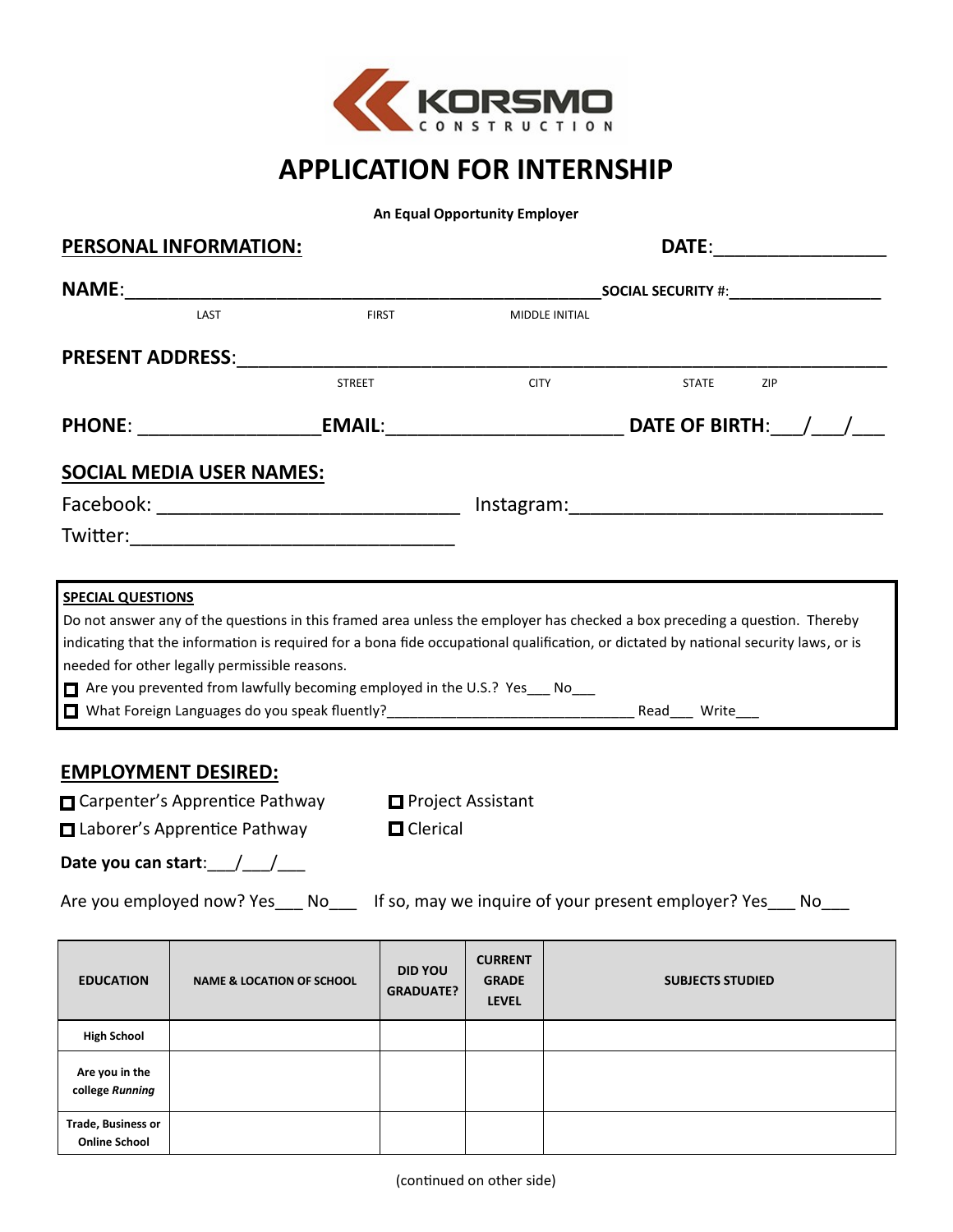KORSMO CONSTRUCTION

# APPLICATION FOR INTERNSHIP

**An Equal Opportunity Employer**

**PERSONAL INFORMATION:** **DATE:**_________________

**NAME:**_____________________________________________________ **SOCIAL SECURITY #:**__________________

LAST FIRST MIDDLE INITIAL

**PRESENT ADDRESS:**_____________________________________________________________________

STREET CITY STATE ZIP

**PHONE:** _________________ **EMAIL:**______________________ **DATE OF BIRTH:**___/___/___

**SOCIAL MEDIA USER NAMES:**

Facebook: ____________________________ Instagram:_____________________________

Twitter:______________________________

**SPECIAL QUESTIONS**

Do not answer any of the questions in this framed area unless the employer has checked a box preceding a question. Thereby indicating that the information is required for a bona fide occupational qualification, or dictated by national security laws, or is needed for other legally permissible reasons.

- ☐ Are you prevented from lawfully becoming employed in the U.S.? Yes___ No___
- ☐ What Foreign Languages do you speak fluently?_______________________________ Read___ Write___

**EMPLOYMENT DESIRED:**

- ☐ Carpenter's Apprentice Pathway
- ☐ Laborer's Apprentice Pathway
- ☐ Project Assistant
- ☐ Clerical

**Date you can start:**___/___/___

Are you employed now? Yes___ No___ If so, may we inquire of your present employer? Yes___ No___

| EDUCATION | NAME & LOCATION OF SCHOOL | DID YOU GRADUATE? | CURRENT GRADE LEVEL | SUBJECTS STUDIED |
|---|---|---|---|---|
| High School | | | | |
| Are you in the college *Running* | | | | |
| Trade, Business or Online School | | | | |

(continued on other side)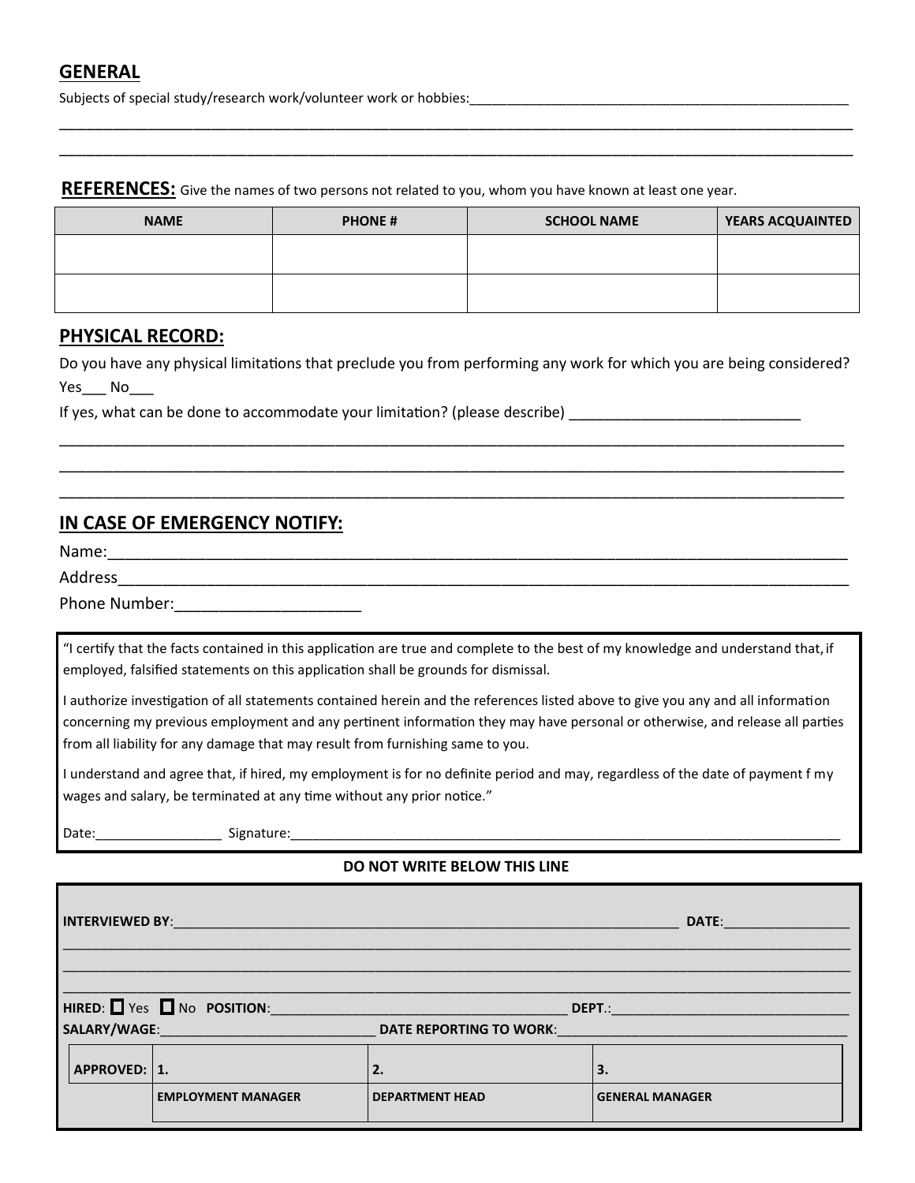## GENERAL

Subjects of special study/research work/volunteer work or hobbies:______________________________________________________

_____________________________________________________________________________________________________________

_____________________________________________________________________________________________________________

## REFERENCES: Give the names of two persons not related to you, whom you have known at least one year.

| NAME | PHONE # | SCHOOL NAME | YEARS ACQUAINTED |
| --- | --- | --- | --- |
| | | | |
| | | | |

## PHYSICAL RECORD:

Do you have any physical limitations that preclude you from performing any work for which you are being considered?

Yes___ No___

If yes, what can be done to accommodate your limitation? (please describe) ____________________________

_____________________________________________________________________________________________________________

_____________________________________________________________________________________________________________

_____________________________________________________________________________________________________________

## IN CASE OF EMERGENCY NOTIFY:

Name:_________________________________________________________________________________________

Address_______________________________________________________________________________________

Phone Number:_____________________

"I certify that the facts contained in this application are true and complete to the best of my knowledge and understand that, if employed, falsified statements on this application shall be grounds for dismissal.

I authorize investigation of all statements contained herein and the references listed above to give you any and all information concerning my previous employment and any pertinent information they may have personal or otherwise, and release all parties from all liability for any damage that may result from furnishing same to you.

I understand and agree that, if hired, my employment is for no definite period and may, regardless of the date of payment f my wages and salary, be terminated at any time without any prior notice."

Date:_________________ Signature:_______________________________________________________________________________

**DO NOT WRITE BELOW THIS LINE**

**INTERVIEWED BY**:______________________________________________________________________ **DATE**:_________________

_____________________________________________________________________________________________________________

_____________________________________________________________________________________________________________

_____________________________________________________________________________________________________________

**HIRED**: ☐ Yes ☐ No **POSITION**:________________________________________ **DEPT**.:_________________________________

**SALARY/WAGE**:_____________________________ **DATE REPORTING TO WORK**:_______________________________________

| **APPROVED:** | **1.** | **2.** | **3.** |
| --- | --- | --- | --- |
| | **EMPLOYMENT MANAGER** | **DEPARTMENT HEAD** | **GENERAL MANAGER** |